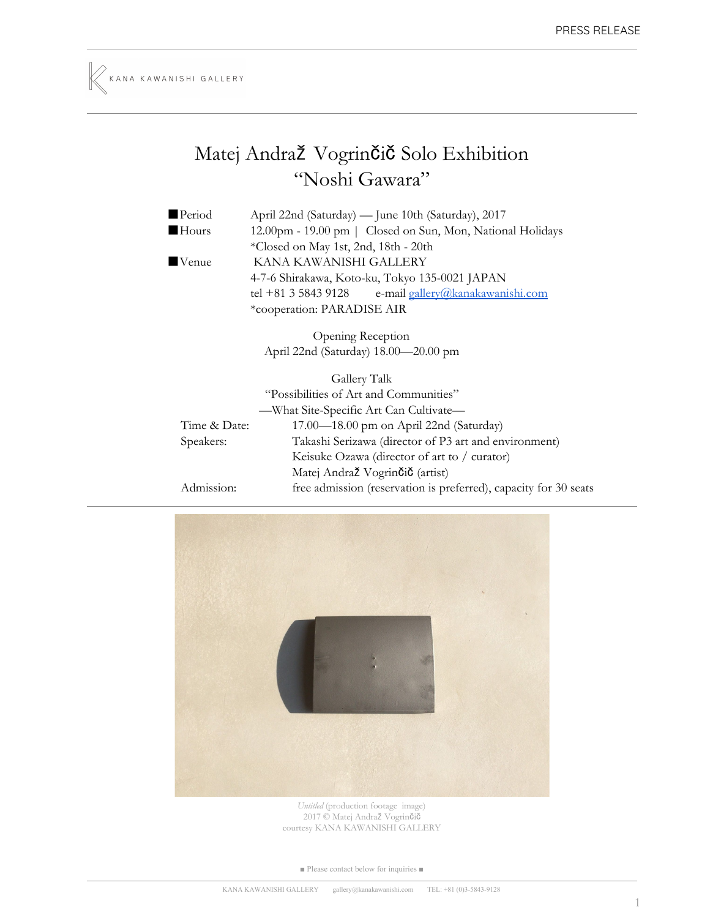KANA KAWANISHI GALLERY

# Matej Andraž Vogrinčič Solo Exhibition
# "Noshi Gawara"

■Period April 22nd (Saturday) — June 10th (Saturday), 2017

■Hours 12.00pm - 19.00 pm | Closed on Sun, Mon, National Holidays
*Closed on May 1st, 2nd, 18th - 20th

■Venue KANA KAWANISHI GALLERY
4-7-6 Shirakawa, Koto-ku, Tokyo 135-0021 JAPAN
tel +81 3 5843 9128 e-mail gallery@kanakawanishi.com
*cooperation: PARADISE AIR

Opening Reception
April 22nd (Saturday) 18.00—20.00 pm

Gallery Talk
"Possibilities of Art and Communities"
—What Site-Specific Art Can Cultivate—

Time & Date: 17.00—18.00 pm on April 22nd (Saturday)

Speakers: Takashi Serizawa (director of P3 art and environment)
Keisuke Ozawa (director of art to / curator)
Matej Andraž Vogrinčič (artist)

Admission: free admission (reservation is preferred), capacity for 30 seats

*Untitled* (production footage image)
2017 © Matej Andraž Vogrinčič
courtesy KANA KAWANISHI GALLERY

■ Please contact below for inquiries ■

KANA KAWANISHI GALLERY gallery@kanakawanishi.com TEL: +81 (0)3-5843-9128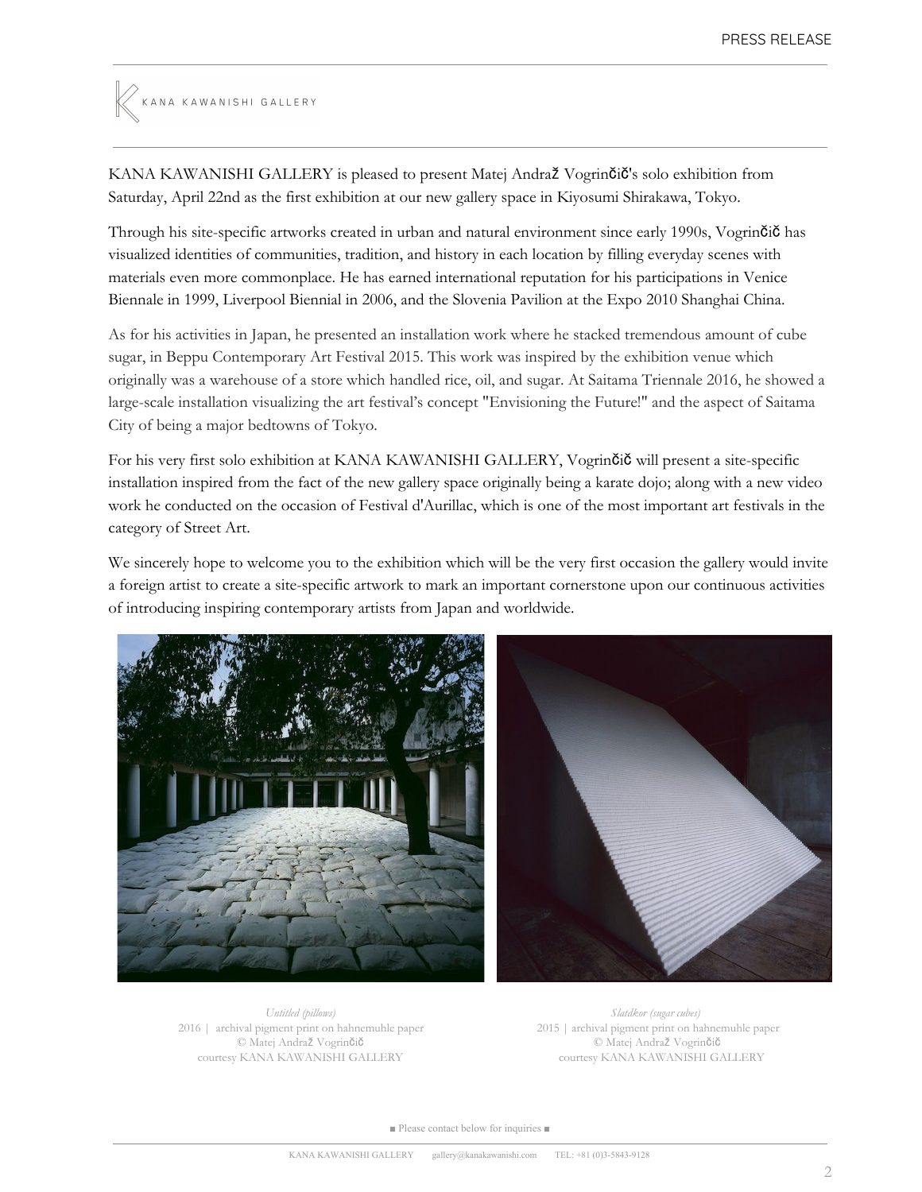KANA KAWANISHI GALLERY is pleased to present Matej Andraž Vogrinčič's solo exhibition from Saturday, April 22nd as the first exhibition at our new gallery space in Kiyosumi Shirakawa, Tokyo.

Through his site-specific artworks created in urban and natural environment since early 1990s, Vogrinčič has visualized identities of communities, tradition, and history in each location by filling everyday scenes with materials even more commonplace. He has earned international reputation for his participations in Venice Biennale in 1999, Liverpool Biennial in 2006, and the Slovenia Pavilion at the Expo 2010 Shanghai China.

As for his activities in Japan, he presented an installation work where he stacked tremendous amount of cube sugar, in Beppu Contemporary Art Festival 2015. This work was inspired by the exhibition venue which originally was a warehouse of a store which handled rice, oil, and sugar. At Saitama Triennale 2016, he showed a large-scale installation visualizing the art festival's concept "Envisioning the Future!" and the aspect of Saitama City of being a major bedtowns of Tokyo.

For his very first solo exhibition at KANA KAWANISHI GALLERY, Vogrinčič will present a site-specific installation inspired from the fact of the new gallery space originally being a karate dojo; along with a new video work he conducted on the occasion of Festival d'Aurillac, which is one of the most important art festivals in the category of Street Art.

We sincerely hope to welcome you to the exhibition which will be the very first occasion the gallery would invite a foreign artist to create a site-specific artwork to mark an important cornerstone upon our continuous activities of introducing inspiring contemporary artists from Japan and worldwide.

*Untitled (pillows)*
2016 | archival pigment print on hahnemuhle paper
© Matej Andraž Vogrinčič
courtesy KANA KAWANISHI GALLERY

*Slatdkor (sugar cubes)*
2015 | archival pigment print on hahnemuhle paper
© Matej Andraž Vogrinčič
courtesy KANA KAWANISHI GALLERY

■ Please contact below for inquiries ■

KANA KAWANISHI GALLERY gallery@kanakawanishi.com TEL: +81 (0)3-5843-9128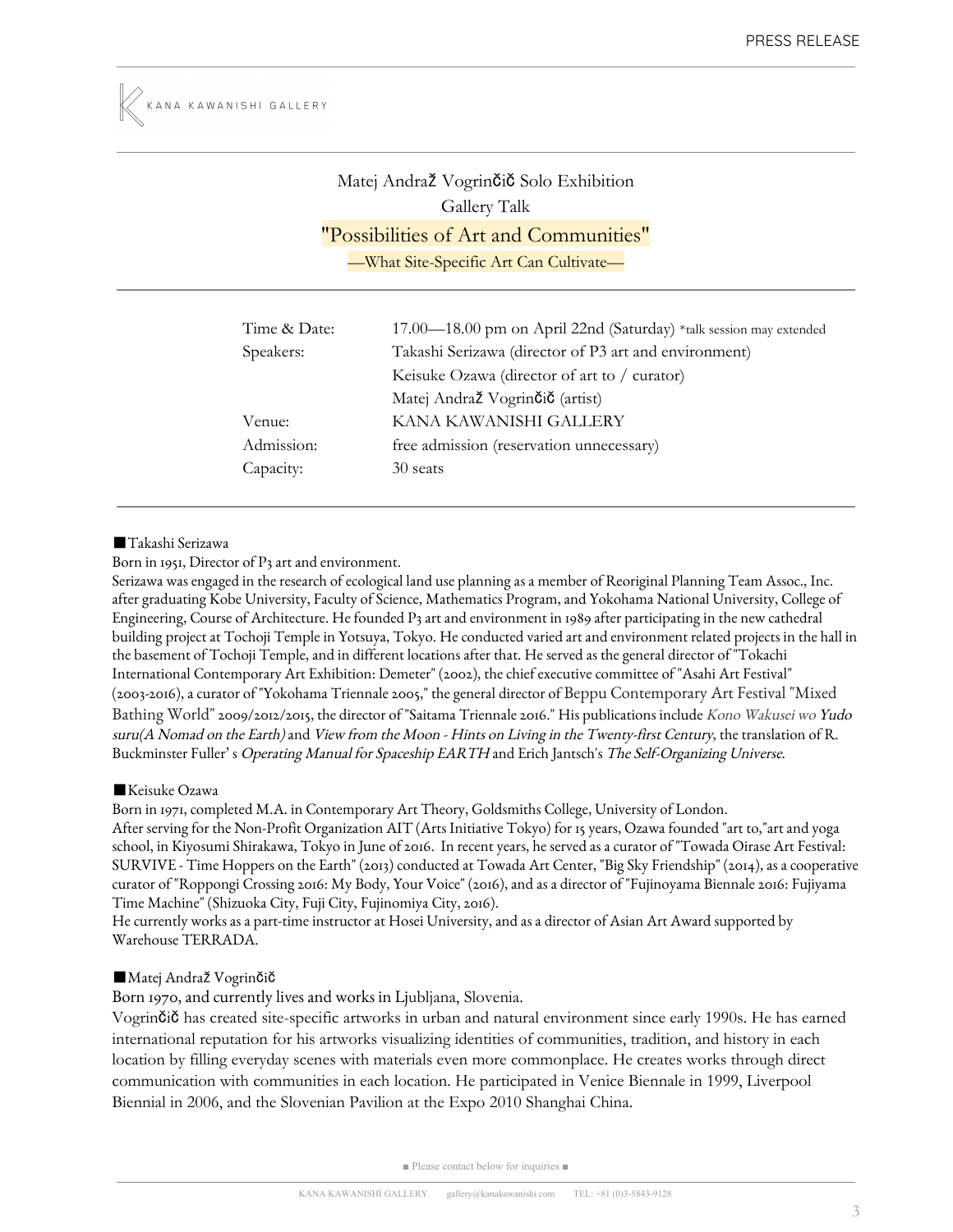KANA KAWANISHI GALLERY

## Matej Andraž Vogrinčič Solo Exhibition
## Gallery Talk
# "Possibilities of Art and Communities"
### —What Site-Specific Art Can Cultivate—

| | |
|---|---|
| Time & Date: | 17.00—18.00 pm on April 22nd (Saturday) *talk session may extended |
| Speakers: | Takashi Serizawa (director of P3 art and environment) |
| | Keisuke Ozawa (director of art to / curator) |
| | Matej Andraž Vogrinčič (artist) |
| Venue: | KANA KAWANISHI GALLERY |
| Admission: | free admission (reservation unnecessary) |
| Capacity: | 30 seats |

■Takashi Serizawa

Born in 1951, Director of P3 art and environment.
Serizawa was engaged in the research of ecological land use planning as a member of Reoriginal Planning Team Assoc., Inc. after graduating Kobe University, Faculty of Science, Mathematics Program, and Yokohama National University, College of Engineering, Course of Architecture. He founded P3 art and environment in 1989 after participating in the new cathedral building project at Tochoji Temple in Yotsuya, Tokyo. He conducted varied art and environment related projects in the hall in the basement of Tochoji Temple, and in different locations after that. He served as the general director of "Tokachi International Contemporary Art Exhibition: Demeter" (2002), the chief executive committee of "Asahi Art Festival" (2003-2016), a curator of "Yokohama Triennale 2005," the general director of Beppu Contemporary Art Festival "Mixed Bathing World" 2009/2012/2015, the director of "Saitama Triennale 2016." His publications include *Kono Wakusei wo Yudo suru(A Nomad on the Earth)* and *View from the Moon - Hints on Living in the Twenty-first Century*, the translation of R. Buckminster Fuller' s *Operating Manual for Spaceship EARTH* and Erich Jantsch's *The Self-Organizing Universe*.

■Keisuke Ozawa

Born in 1971, completed M.A. in Contemporary Art Theory, Goldsmiths College, University of London.
After serving for the Non-Profit Organization AIT (Arts Initiative Tokyo) for 15 years, Ozawa founded "art to,"art and yoga school, in Kiyosumi Shirakawa, Tokyo in June of 2016. In recent years, he served as a curator of "Towada Oirase Art Festival: SURVIVE - Time Hoppers on the Earth" (2013) conducted at Towada Art Center, "Big Sky Friendship" (2014), as a cooperative curator of "Roppongi Crossing 2016: My Body, Your Voice" (2016), and as a director of "Fujinoyama Biennale 2016: Fujiyama Time Machine" (Shizuoka City, Fuji City, Fujinomiya City, 2016).
He currently works as a part-time instructor at Hosei University, and as a director of Asian Art Award supported by Warehouse TERRADA.

■Matej Andraž Vogrinčič

Born 1970, and currently lives and works in Ljubljana, Slovenia.
Vogrinčič has created site-specific artworks in urban and natural environment since early 1990s. He has earned international reputation for his artworks visualizing identities of communities, tradition, and history in each location by filling everyday scenes with materials even more commonplace. He creates works through direct communication with communities in each location. He participated in Venice Biennale in 1999, Liverpool Biennial in 2006, and the Slovenian Pavilion at the Expo 2010 Shanghai China.

■ Please contact below for inquiries ■

KANA KAWANISHI GALLERY gallery@kanakawanishi.com TEL: +81 (0)3-5843-9128